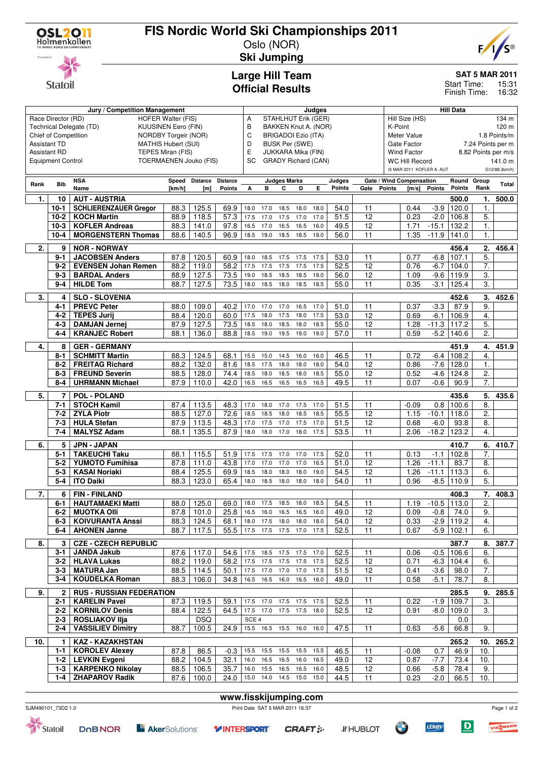# FIS Nordic World Ski Championships 2011

Oslo (NOR)

## Ski Jumping

## Large Hill Team
## Official Results

**SAT 5 MAR 2011**
Start Time: 15:31
Finish Time: 16:32

| Jury / Competition Management | | Judges | | Hill Data | |
|---|---|---|---|---|---|
| Race Director (RD) | HOFER Walter (FIS) | A | STAHLHUT Erik (GER) | Hill Size (HS) | 134 m |
| Technical Delegate (TD) | KUUSINEN Eero (FIN) | B | BAKKEN Knut A. (NOR) | K-Point | 120 m |
| Chief of Competition | NORDBY Torgeir (NOR) | C | BRIGADOI Ezio (ITA) | Meter Value | 1.8 Points/m |
| Assistant TD | MATHIS Hubert (SUI) | D | BUSK Per (SWE) | Gate Factor | 7.24 Points per m |
| Assistant RD | TEPES Miran (FIS) | E | JUKKARA Mika (FIN) | Wind Factor | 8.82 Points per m/s |
| Equipment Control | TOERMAENEN Jouko (FIS) | SC | GRADY Richard (CAN) | WC Hill Record | 141.0 m |
| | | | | (5 MAR 2011 KOFLER A. AUT | G12/88.3km/h) |

| Rank | Bib | NSA Name | Speed [km/h] | Distance [m] | Distance Points | A | B | C | D | E | Judges Points | Gate | Gate Points | Wind [m/s] | Wind Points | Round Points | Group Rank | Total |
|---|---|---|---|---|---|---|---|---|---|---|---|---|---|---|---|---|---|---|
| 1. | 10 | AUT - AUSTRIA | | | | | | | | | | | | | | 500.0 | 1. | 500.0 |
| | 10-1 | SCHLIERENZAUER Gregor | 88.3 | 125.5 | 69.9 | 18.0 | 17.0 | 18.5 | 18.0 | 18.0 | 54.0 | 11 | | 0.44 | -3.9 | 120.0 | 1. | |
| | 10-2 | KOCH Martin | 88.9 | 118.5 | 57.3 | 17.5 | 17.0 | 17.5 | 17.0 | 17.0 | 51.5 | 12 | | 0.23 | -2.0 | 106.8 | 5. | |
| | 10-3 | KOFLER Andreas | 88.3 | 141.0 | 97.8 | 16.5 | 17.0 | 16.5 | 16.5 | 16.0 | 49.5 | 12 | | 1.71 | -15.1 | 132.2 | 1. | |
| | 10-4 | MORGENSTERN Thomas | 88.6 | 140.5 | 96.9 | 18.5 | 19.0 | 18.5 | 18.5 | 19.0 | 56.0 | 11 | | 1.35 | -11.9 | 141.0 | 1. | |
| 2. | 9 | NOR - NORWAY | | | | | | | | | | | | | | 456.4 | 2. | 456.4 |
| | 9-1 | JACOBSEN Anders | 87.8 | 120.5 | 60.9 | 18.0 | 18.5 | 17.5 | 17.5 | 17.5 | 53.0 | 11 | | 0.77 | -6.8 | 107.1 | 5. | |
| | 9-2 | EVENSEN Johan Remen | 88.2 | 119.0 | 58.2 | 17.5 | 17.5 | 17.5 | 17.5 | 17.5 | 52.5 | 12 | | 0.76 | -6.7 | 104.0 | 7. | |
| | 9-3 | BARDAL Anders | 88.9 | 127.5 | 73.5 | 19.0 | 18.5 | 18.5 | 18.5 | 19.0 | 56.0 | 12 | | 1.09 | -9.6 | 119.9 | 3. | |
| | 9-4 | HILDE Tom | 88.7 | 127.5 | 73.5 | 18.0 | 18.5 | 18.0 | 18.5 | 18.5 | 55.0 | 11 | | 0.35 | -3.1 | 125.4 | 3. | |
| 3. | 4 | SLO - SLOVENIA | | | | | | | | | | | | | | 452.6 | 3. | 452.6 |
| | 4-1 | PREVC Peter | 88.0 | 109.0 | 40.2 | 17.0 | 17.0 | 17.0 | 16.5 | 17.0 | 51.0 | 11 | | 0.37 | -3.3 | 87.9 | 9. | |
| | 4-2 | TEPES Jurij | 88.4 | 120.0 | 60.0 | 17.5 | 18.0 | 17.5 | 18.0 | 17.5 | 53.0 | 12 | | 0.69 | -6.1 | 106.9 | 4. | |
| | 4-3 | DAMJAN Jernej | 87.9 | 127.5 | 73.5 | 18.5 | 18.0 | 18.5 | 18.0 | 18.5 | 55.0 | 12 | | 1.28 | -11.3 | 117.2 | 5. | |
| | 4-4 | KRANJEC Robert | 88.1 | 136.0 | 88.8 | 18.5 | 19.0 | 19.5 | 19.0 | 19.0 | 57.0 | 11 | | 0.59 | -5.2 | 140.6 | 2. | |
| 4. | 8 | GER - GERMANY | | | | | | | | | | | | | | 451.9 | 4. | 451.9 |
| | 8-1 | SCHMITT Martin | 88.3 | 124.5 | 68.1 | 15.5 | 15.0 | 14.5 | 16.0 | 16.0 | 46.5 | 11 | | 0.72 | -6.4 | 108.2 | 4. | |
| | 8-2 | FREITAG Richard | 88.2 | 132.0 | 81.6 | 18.5 | 17.5 | 18.0 | 18.0 | 18.0 | 54.0 | 12 | | 0.86 | -7.6 | 128.0 | 1. | |
| | 8-3 | FREUND Severin | 88.5 | 128.0 | 74.4 | 18.5 | 18.0 | 18.5 | 18.5 | 18.5 | 55.0 | 12 | | 0.52 | -4.6 | 124.8 | 2. | |
| | 8-4 | UHRMANN Michael | 87.9 | 110.0 | 42.0 | 16.5 | 16.5 | 16.5 | 16.5 | 16.5 | 49.5 | 11 | | 0.07 | -0.6 | 90.9 | 7. | |
| 5. | 7 | POL - POLAND | | | | | | | | | | | | | | 435.6 | 5. | 435.6 |
| | 7-1 | STOCH Kamil | 87.4 | 113.5 | 48.3 | 17.0 | 18.0 | 17.0 | 17.5 | 17.0 | 51.5 | 11 | | -0.09 | 0.8 | 100.6 | 8. | |
| | 7-2 | ZYLA Piotr | 88.5 | 127.0 | 72.6 | 18.5 | 18.5 | 18.0 | 18.5 | 18.5 | 55.5 | 12 | | 1.15 | -10.1 | 118.0 | 2. | |
| | 7-3 | HULA Stefan | 87.9 | 113.5 | 48.3 | 17.0 | 17.5 | 17.0 | 17.5 | 17.0 | 51.5 | 12 | | 0.68 | -6.0 | 93.8 | 8. | |
| | 7-4 | MALYSZ Adam | 88.1 | 135.5 | 87.9 | 18.0 | 18.0 | 17.0 | 18.0 | 17.5 | 53.5 | 11 | | 2.06 | -18.2 | 123.2 | 4. | |
| 6. | 5 | JPN - JAPAN | | | | | | | | | | | | | | 410.7 | 6. | 410.7 |
| | 5-1 | TAKEUCHI Taku | 88.1 | 115.5 | 51.9 | 17.5 | 17.5 | 17.0 | 17.0 | 17.5 | 52.0 | 11 | | 0.13 | -1.1 | 102.8 | 7. | |
| | 5-2 | YUMOTO Fumihisa | 87.8 | 111.0 | 43.8 | 17.0 | 17.0 | 17.0 | 17.0 | 16.5 | 51.0 | 12 | | 1.26 | -11.1 | 83.7 | 8. | |
| | 5-3 | KASAI Noriaki | 88.4 | 125.5 | 69.9 | 18.5 | 18.0 | 18.0 | 18.0 | 19.0 | 54.5 | 12 | | 1.26 | -11.1 | 113.3 | 6. | |
| | 5-4 | ITO Daiki | 88.3 | 123.0 | 65.4 | 18.0 | 18.5 | 18.0 | 18.0 | 18.0 | 54.0 | 11 | | 0.96 | -8.5 | 110.9 | 5. | |
| 7. | 6 | FIN - FINLAND | | | | | | | | | | | | | | 408.3 | 7. | 408.3 |
| | 6-1 | HAUTAMAEKI Matti | 88.0 | 125.0 | 69.0 | 18.0 | 17.5 | 18.5 | 18.0 | 18.5 | 54.5 | 11 | | 1.19 | -10.5 | 113.0 | 2. | |
| | 6-2 | MUOTKA Olli | 87.8 | 101.0 | 25.8 | 16.5 | 16.0 | 16.5 | 16.5 | 16.5 | 49.0 | 12 | | 0.09 | -0.8 | 74.0 | 9. | |
| | 6-3 | KOIVURANTA Anssi | 88.3 | 124.5 | 68.1 | 18.0 | 17.5 | 18.0 | 18.0 | 18.0 | 54.0 | 12 | | 0.33 | -2.9 | 119.2 | 4. | |
| | 6-4 | AHONEN Janne | 88.7 | 117.5 | 55.5 | 17.5 | 17.5 | 17.5 | 17.0 | 17.5 | 52.5 | 11 | | 0.67 | -5.9 | 102.1 | 6. | |
| 8. | 3 | CZE - CZECH REPUBLIC | | | | | | | | | | | | | | 387.7 | 8. | 387.7 |
| | 3-1 | JANDA Jakub | 87.6 | 117.0 | 54.6 | 17.5 | 18.5 | 17.5 | 17.5 | 17.0 | 52.5 | 11 | | 0.06 | -0.5 | 106.6 | 6. | |
| | 3-2 | HLAVA Lukas | 88.2 | 119.0 | 58.2 | 17.5 | 17.5 | 17.5 | 17.5 | 17.5 | 52.5 | 12 | | 0.71 | -6.3 | 104.4 | 6. | |
| | 3-3 | MATURA Jan | 88.5 | 114.5 | 50.1 | 17.5 | 17.0 | 17.0 | 17.0 | 17.5 | 51.5 | 12 | | 0.41 | -3.6 | 98.0 | 7. | |
| | 3-4 | KOUDELKA Roman | 88.3 | 106.0 | 34.8 | 16.5 | 16.5 | 16.0 | 16.5 | 16.0 | 49.0 | 11 | | 0.58 | -5.1 | 78.7 | 8. | |
| 9. | 2 | RUS - RUSSIAN FEDERATION | | | | | | | | | | | | | | 285.5 | 9. | 285.5 |
| | 2-1 | KARELIN Pavel | 87.3 | 119.5 | 59.1 | 17.5 | 17.0 | 17.5 | 17.5 | 17.5 | 52.5 | 11 | | 0.22 | -1.9 | 109.7 | 3. | |
| | 2-2 | KORNILOV Denis | 88.4 | 122.5 | 64.5 | 17.5 | 17.0 | 17.5 | 17.5 | 18.0 | 52.5 | 12 | | 0.91 | -8.0 | 109.0 | 3. | |
| | 2-3 | ROSLIAKOV Ilja | | DSQ | | SCE 4 | | | | | | | | | | 0.0 | | |
| | 2-4 | VASSILIEV Dimitry | 88.7 | 100.5 | 24.9 | 15.5 | 16.5 | 15.5 | 16.0 | 16.0 | 47.5 | 11 | | 0.63 | -5.6 | 66.8 | 9. | |
| 10. | 1 | KAZ - KAZAKHSTAN | | | | | | | | | | | | | | 265.2 | 10. | 265.2 |
| | 1-1 | KOROLEV Alexey | 87.8 | 86.5 | -0.3 | 15.5 | 15.5 | 15.5 | 15.5 | 15.5 | 46.5 | 11 | | -0.08 | 0.7 | 46.9 | 10. | |
| | 1-2 | LEVKIN Evgeni | 88.2 | 104.5 | 32.1 | 16.0 | 16.5 | 16.5 | 16.0 | 16.5 | 49.0 | 12 | | 0.87 | -7.7 | 73.4 | 10. | |
| | 1-3 | KARPENKO Nikolay | 88.5 | 106.5 | 35.7 | 16.0 | 15.5 | 16.5 | 16.5 | 16.0 | 48.5 | 12 | | 0.66 | -5.8 | 78.4 | 9. | |
| | 1-4 | ZHAPAROV Radik | 87.6 | 100.0 | 24.0 | 15.0 | 14.0 | 14.5 | 15.0 | 15.0 | 44.5 | 11 | | 0.23 | -2.0 | 66.5 | 10. | |

www.fisskijumping.com

SJM490101_73D2 1.0 — Print Date SAT 5 MAR 2011 16:37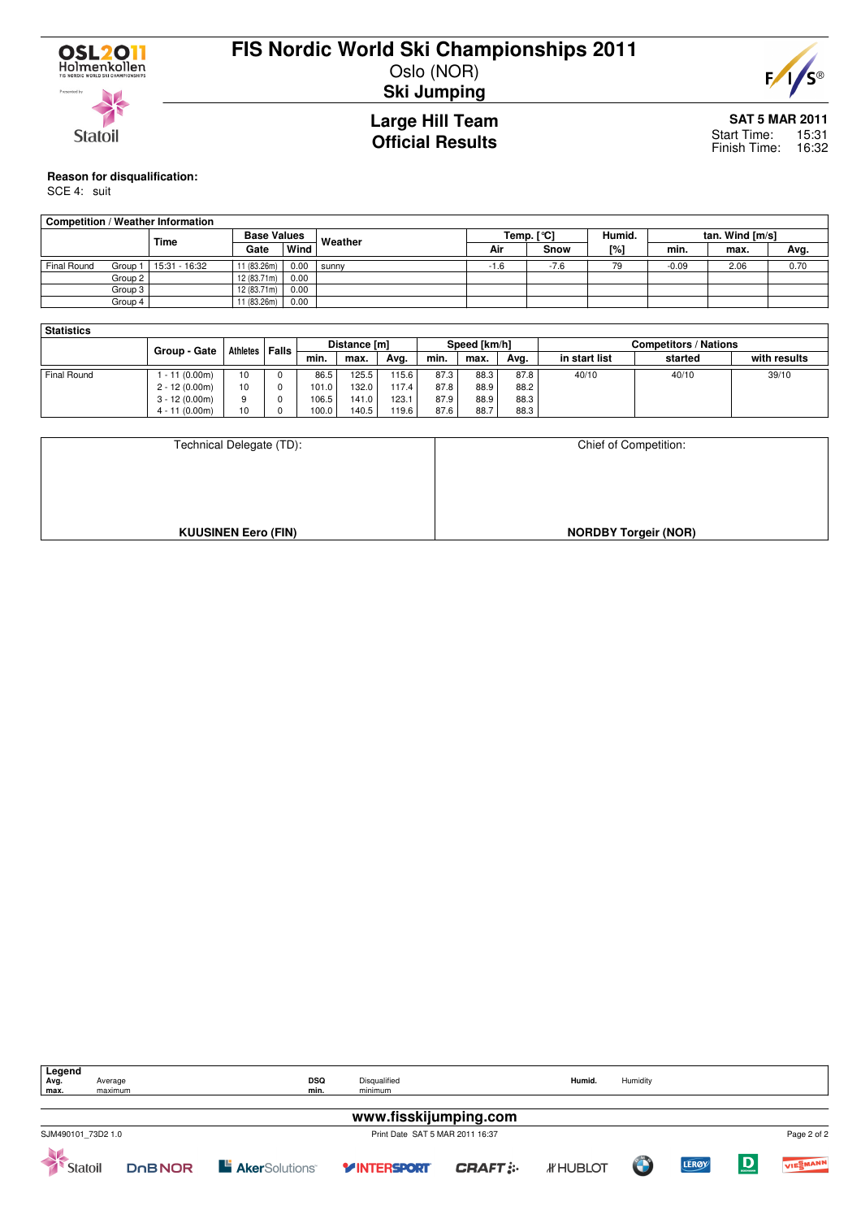# FIS Nordic World Ski Championships 2011

Oslo (NOR)

**Ski Jumping**

## Large Hill Team
## Official Results

**SAT 5 MAR 2011**
Start Time: 15:31
Finish Time: 16:32

**Reason for disqualification:**

SCE 4: suit

| Competition / Weather Information | | | | | | | | | | | |
|---|---|---|---|---|---|---|---|---|---|---|---|
| | | Time | Base Values | | Weather | Temp. [°C] | | Humid. | tan. Wind [m/s] | | |
| | | | Gate | Wind | | Air | Snow | [%] | min. | max. | Avg. |
| Final Round | Group 1 | 15:31 - 16:32 | 11 (83.26m) | 0.00 | sunny | -1.6 | -7.6 | 79 | -0.09 | 2.06 | 0.70 |
| | Group 2 | | 12 (83.71m) | 0.00 | | | | | | | |
| | Group 3 | | 12 (83.71m) | 0.00 | | | | | | | |
| | Group 4 | | 11 (83.26m) | 0.00 | | | | | | | |

| Statistics | | | | | | | | | | | | |
|---|---|---|---|---|---|---|---|---|---|---|---|---|
| | Group - Gate | Athletes | Falls | Distance [m] | | | Speed [km/h] | | | Competitors / Nations | | |
| | | | | min. | max. | Avg. | min. | max. | Avg. | in start list | started | with results |
| Final Round | 1 - 11 (0.00m) | 10 | 0 | 86.5 | 125.5 | 115.6 | 87.3 | 88.3 | 87.8 | 40/10 | 40/10 | 39/10 |
| | 2 - 12 (0.00m) | 10 | 0 | 101.0 | 132.0 | 117.4 | 87.8 | 88.9 | 88.2 | | | |
| | 3 - 12 (0.00m) | 9 | 0 | 106.5 | 141.0 | 123.1 | 87.9 | 88.9 | 88.3 | | | |
| | 4 - 11 (0.00m) | 10 | 0 | 100.0 | 140.5 | 119.6 | 87.6 | 88.7 | 88.3 | | | |

| Technical Delegate (TD): | Chief of Competition: |
|---|---|
| **KUUSINEN Eero (FIN)** | **NORDBY Torgeir (NOR)** |

**Legend**

| | | | | | |
|---|---|---|---|---|---|
| Avg. | Average | DSQ | Disqualified | Humid. | Humidity |
| max. | maximum | min. | minimum | | |

www.fisskijumping.com

SJM490101_73D2 1.0 — Print Date SAT 5 MAR 2011 16:37